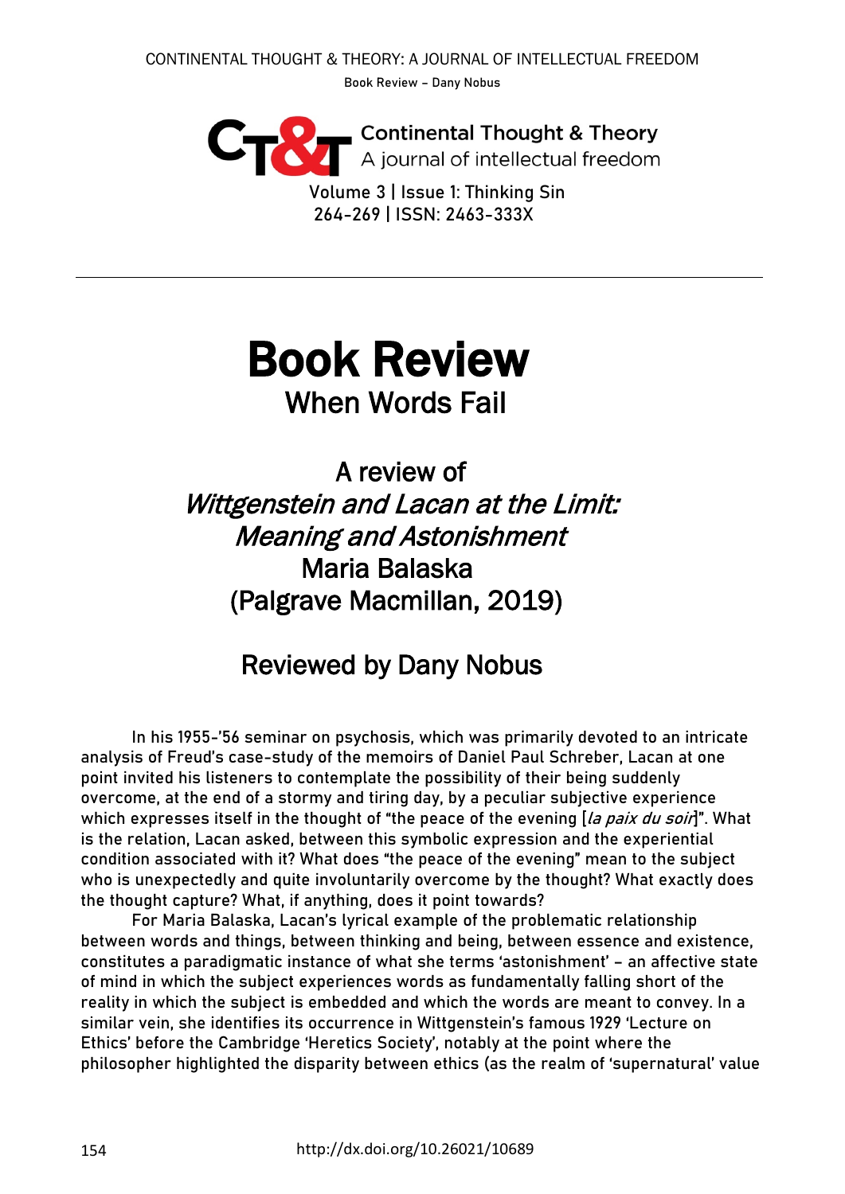# Book Review

## When Words Fail

### A review of *Wittgenstein and Lacan at the Limit: Meaning and Astonishment*
### Maria Balaska
### (Palgrave Macmillan, 2019)

### Reviewed by Dany Nobus

In his 1955-'56 seminar on psychosis, which was primarily devoted to an intricate analysis of Freud's case-study of the memoirs of Daniel Paul Schreber, Lacan at one point invited his listeners to contemplate the possibility of their being suddenly overcome, at the end of a stormy and tiring day, by a peculiar subjective experience which expresses itself in the thought of "the peace of the evening [*la paix du soir*]". What is the relation, Lacan asked, between this symbolic expression and the experiential condition associated with it? What does "the peace of the evening" mean to the subject who is unexpectedly and quite involuntarily overcome by the thought? What exactly does the thought capture? What, if anything, does it point towards?

For Maria Balaska, Lacan's lyrical example of the problematic relationship between words and things, between thinking and being, between essence and existence, constitutes a paradigmatic instance of what she terms 'astonishment' – an affective state of mind in which the subject experiences words as fundamentally falling short of the reality in which the subject is embedded and which the words are meant to convey. In a similar vein, she identifies its occurrence in Wittgenstein's famous 1929 'Lecture on Ethics' before the Cambridge 'Heretics Society', notably at the point where the philosopher highlighted the disparity between ethics (as the realm of 'supernatural' value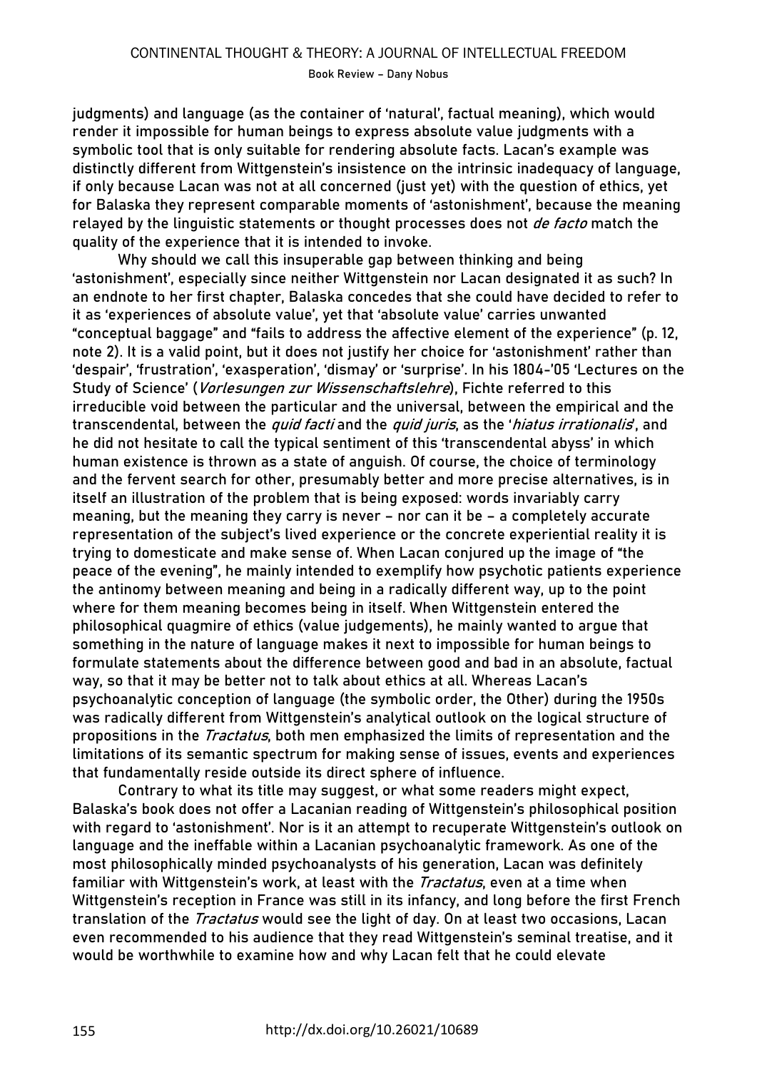judgments) and language (as the container of 'natural', factual meaning), which would render it impossible for human beings to express absolute value judgments with a symbolic tool that is only suitable for rendering absolute facts. Lacan's example was distinctly different from Wittgenstein's insistence on the intrinsic inadequacy of language, if only because Lacan was not at all concerned (just yet) with the question of ethics, yet for Balaska they represent comparable moments of 'astonishment', because the meaning relayed by the linguistic statements or thought processes does not *de facto* match the quality of the experience that it is intended to invoke.

Why should we call this insuperable gap between thinking and being 'astonishment', especially since neither Wittgenstein nor Lacan designated it as such? In an endnote to her first chapter, Balaska concedes that she could have decided to refer to it as 'experiences of absolute value', yet that 'absolute value' carries unwanted "conceptual baggage" and "fails to address the affective element of the experience" (p. 12, note 2). It is a valid point, but it does not justify her choice for 'astonishment' rather than 'despair', 'frustration', 'exasperation', 'dismay' or 'surprise'. In his 1804-'05 'Lectures on the Study of Science' (*Vorlesungen zur Wissenschaftslehre*), Fichte referred to this irreducible void between the particular and the universal, between the empirical and the transcendental, between the *quid facti* and the *quid juris*, as the '*hiatus irrationalis*', and he did not hesitate to call the typical sentiment of this 'transcendental abyss' in which human existence is thrown as a state of anguish. Of course, the choice of terminology and the fervent search for other, presumably better and more precise alternatives, is in itself an illustration of the problem that is being exposed: words invariably carry meaning, but the meaning they carry is never – nor can it be – a completely accurate representation of the subject's lived experience or the concrete experiential reality it is trying to domesticate and make sense of. When Lacan conjured up the image of "the peace of the evening", he mainly intended to exemplify how psychotic patients experience the antinomy between meaning and being in a radically different way, up to the point where for them meaning becomes being in itself. When Wittgenstein entered the philosophical quagmire of ethics (value judgements), he mainly wanted to argue that something in the nature of language makes it next to impossible for human beings to formulate statements about the difference between good and bad in an absolute, factual way, so that it may be better not to talk about ethics at all. Whereas Lacan's psychoanalytic conception of language (the symbolic order, the Other) during the 1950s was radically different from Wittgenstein's analytical outlook on the logical structure of propositions in the *Tractatus*, both men emphasized the limits of representation and the limitations of its semantic spectrum for making sense of issues, events and experiences that fundamentally reside outside its direct sphere of influence.

Contrary to what its title may suggest, or what some readers might expect, Balaska's book does not offer a Lacanian reading of Wittgenstein's philosophical position with regard to 'astonishment'. Nor is it an attempt to recuperate Wittgenstein's outlook on language and the ineffable within a Lacanian psychoanalytic framework. As one of the most philosophically minded psychoanalysts of his generation, Lacan was definitely familiar with Wittgenstein's work, at least with the *Tractatus*, even at a time when Wittgenstein's reception in France was still in its infancy, and long before the first French translation of the *Tractatus* would see the light of day. On at least two occasions, Lacan even recommended to his audience that they read Wittgenstein's seminal treatise, and it would be worthwhile to examine how and why Lacan felt that he could elevate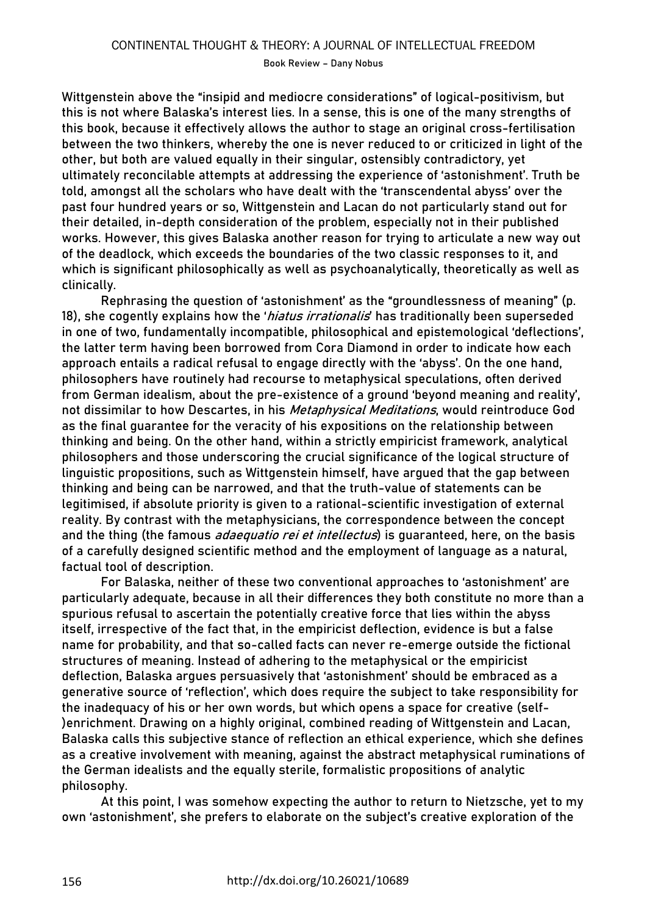Wittgenstein above the "insipid and mediocre considerations" of logical-positivism, but this is not where Balaska's interest lies. In a sense, this is one of the many strengths of this book, because it effectively allows the author to stage an original cross-fertilisation between the two thinkers, whereby the one is never reduced to or criticized in light of the other, but both are valued equally in their singular, ostensibly contradictory, yet ultimately reconcilable attempts at addressing the experience of 'astonishment'. Truth be told, amongst all the scholars who have dealt with the 'transcendental abyss' over the past four hundred years or so, Wittgenstein and Lacan do not particularly stand out for their detailed, in-depth consideration of the problem, especially not in their published works. However, this gives Balaska another reason for trying to articulate a new way out of the deadlock, which exceeds the boundaries of the two classic responses to it, and which is significant philosophically as well as psychoanalytically, theoretically as well as clinically.

Rephrasing the question of 'astonishment' as the "groundlessness of meaning" (p. 18), she cogently explains how the '*hiatus irrationalis*' has traditionally been superseded in one of two, fundamentally incompatible, philosophical and epistemological 'deflections', the latter term having been borrowed from Cora Diamond in order to indicate how each approach entails a radical refusal to engage directly with the 'abyss'. On the one hand, philosophers have routinely had recourse to metaphysical speculations, often derived from German idealism, about the pre-existence of a ground 'beyond meaning and reality', not dissimilar to how Descartes, in his *Metaphysical Meditations*, would reintroduce God as the final guarantee for the veracity of his expositions on the relationship between thinking and being. On the other hand, within a strictly empiricist framework, analytical philosophers and those underscoring the crucial significance of the logical structure of linguistic propositions, such as Wittgenstein himself, have argued that the gap between thinking and being can be narrowed, and that the truth-value of statements can be legitimised, if absolute priority is given to a rational-scientific investigation of external reality. By contrast with the metaphysicians, the correspondence between the concept and the thing (the famous *adaequatio rei et intellectus*) is guaranteed, here, on the basis of a carefully designed scientific method and the employment of language as a natural, factual tool of description.

For Balaska, neither of these two conventional approaches to 'astonishment' are particularly adequate, because in all their differences they both constitute no more than a spurious refusal to ascertain the potentially creative force that lies within the abyss itself, irrespective of the fact that, in the empiricist deflection, evidence is but a false name for probability, and that so-called facts can never re-emerge outside the fictional structures of meaning. Instead of adhering to the metaphysical or the empiricist deflection, Balaska argues persuasively that 'astonishment' should be embraced as a generative source of 'reflection', which does require the subject to take responsibility for the inadequacy of his or her own words, but which opens a space for creative (self-)enrichment. Drawing on a highly original, combined reading of Wittgenstein and Lacan, Balaska calls this subjective stance of reflection an ethical experience, which she defines as a creative involvement with meaning, against the abstract metaphysical ruminations of the German idealists and the equally sterile, formalistic propositions of analytic philosophy.

At this point, I was somehow expecting the author to return to Nietzsche, yet to my own 'astonishment', she prefers to elaborate on the subject's creative exploration of the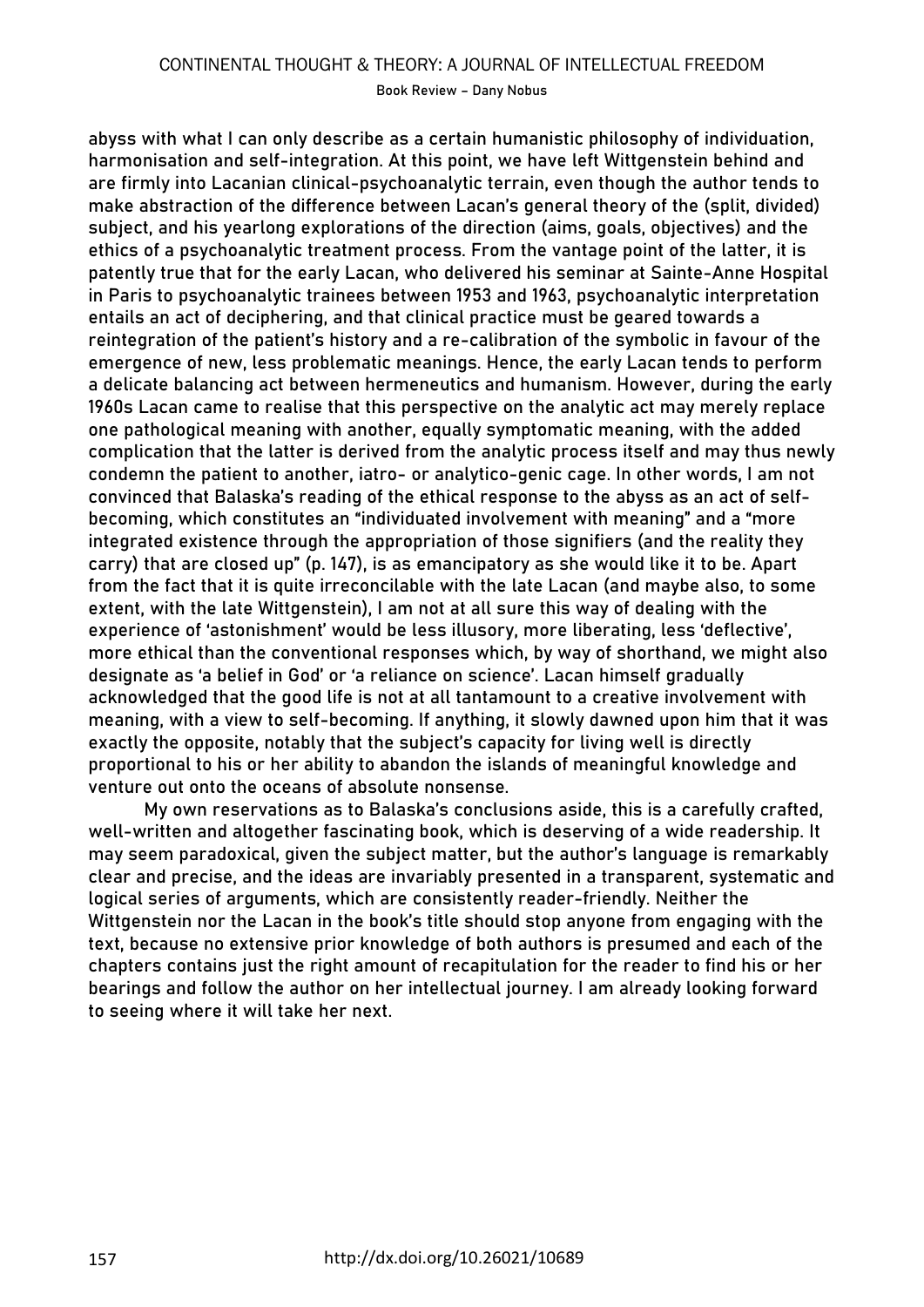abyss with what I can only describe as a certain humanistic philosophy of individuation, harmonisation and self-integration. At this point, we have left Wittgenstein behind and are firmly into Lacanian clinical-psychoanalytic terrain, even though the author tends to make abstraction of the difference between Lacan's general theory of the (split, divided) subject, and his yearlong explorations of the direction (aims, goals, objectives) and the ethics of a psychoanalytic treatment process. From the vantage point of the latter, it is patently true that for the early Lacan, who delivered his seminar at Sainte-Anne Hospital in Paris to psychoanalytic trainees between 1953 and 1963, psychoanalytic interpretation entails an act of deciphering, and that clinical practice must be geared towards a reintegration of the patient's history and a re-calibration of the symbolic in favour of the emergence of new, less problematic meanings. Hence, the early Lacan tends to perform a delicate balancing act between hermeneutics and humanism. However, during the early 1960s Lacan came to realise that this perspective on the analytic act may merely replace one pathological meaning with another, equally symptomatic meaning, with the added complication that the latter is derived from the analytic process itself and may thus newly condemn the patient to another, iatro- or analytico-genic cage. In other words, I am not convinced that Balaska's reading of the ethical response to the abyss as an act of self-becoming, which constitutes an "individuated involvement with meaning" and a "more integrated existence through the appropriation of those signifiers (and the reality they carry) that are closed up" (p. 147), is as emancipatory as she would like it to be. Apart from the fact that it is quite irreconcilable with the late Lacan (and maybe also, to some extent, with the late Wittgenstein), I am not at all sure this way of dealing with the experience of 'astonishment' would be less illusory, more liberating, less 'deflective', more ethical than the conventional responses which, by way of shorthand, we might also designate as 'a belief in God' or 'a reliance on science'. Lacan himself gradually acknowledged that the good life is not at all tantamount to a creative involvement with meaning, with a view to self-becoming. If anything, it slowly dawned upon him that it was exactly the opposite, notably that the subject's capacity for living well is directly proportional to his or her ability to abandon the islands of meaningful knowledge and venture out onto the oceans of absolute nonsense.

My own reservations as to Balaska's conclusions aside, this is a carefully crafted, well-written and altogether fascinating book, which is deserving of a wide readership. It may seem paradoxical, given the subject matter, but the author's language is remarkably clear and precise, and the ideas are invariably presented in a transparent, systematic and logical series of arguments, which are consistently reader-friendly. Neither the Wittgenstein nor the Lacan in the book's title should stop anyone from engaging with the text, because no extensive prior knowledge of both authors is presumed and each of the chapters contains just the right amount of recapitulation for the reader to find his or her bearings and follow the author on her intellectual journey. I am already looking forward to seeing where it will take her next.

http://dx.doi.org/10.26021/10689